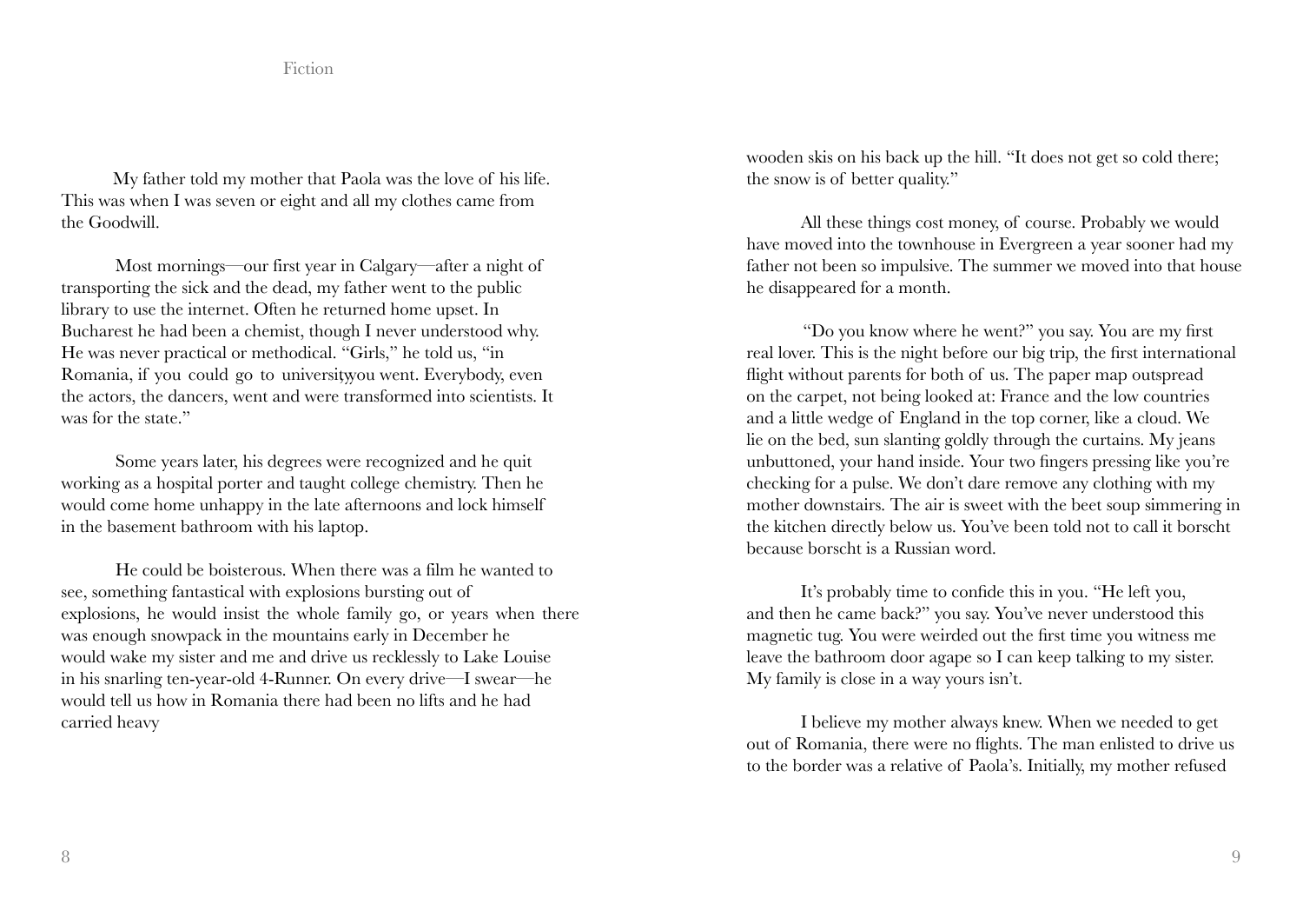My father told my mother that Paola was the love of his life. This was when I was seven or eight and all my clothes came from the Goodwill.

Most mornings—our first year in Calgary—after a night of transporting the sick and the dead, my father went to the public library to use the internet. Often he returned home upset. In Bucharest he had been a chemist, though I never understood why. He was never practical or methodical. "Girls," he told us, "in Romania, if you could go to university, you went. Everybody, even the actors, the dancers, went and were transformed into scientists. It was for the state."

Some years later, his degrees were recognized and he quit working as a hospital porter and taught college chemistry. Then he would come home unhappy in the late afternoons and lock himself in the basement bathroom with his laptop.

He could be boisterous. When there was a film he wanted to see, something fantastical with explosions bursting out of explosions, he would insist the whole family go, or years when there was enough snowpack in the mountains early in December he would wake my sister and me and drive us recklessly to Lake Louise in his snarling ten-year-old 4-Runner. On every drive—I swear—he would tell us how in Romania there had been no lifts and he had carried heavy wooden skis on his back up the hill. "It does not get so cold there; the snow is of better quality."

All these things cost money, of course. Probably we would have moved into the townhouse in Evergreen a year sooner had my father not been so impulsive. The summer we moved into that house he disappeared for a month.

"Do you know where he went?" you say. You are my first real lover. This is the night before our big trip, the first international flight without parents for both of us. The paper map outspread on the carpet, not being looked at: France and the low countries and a little wedge of England in the top corner, like a cloud. We lie on the bed, sun slanting goldly through the curtains. My jeans unbuttoned, your hand inside. Your two fingers pressing like you're checking for a pulse. We don't dare remove any clothing with my mother downstairs. The air is sweet with the beet soup simmering in the kitchen directly below us. You've been told not to call it borscht because borscht is a Russian word.

It's probably time to confide this in you. "He left you, and then he came back?" you say. You've never understood this magnetic tug. You were weirded out the first time you witness me leave the bathroom door agape so I can keep talking to my sister. My family is close in a way yours isn't.

I believe my mother always knew. When we needed to get out of Romania, there were no flights. The man enlisted to drive us to the border was a relative of Paola's. Initially, my mother refused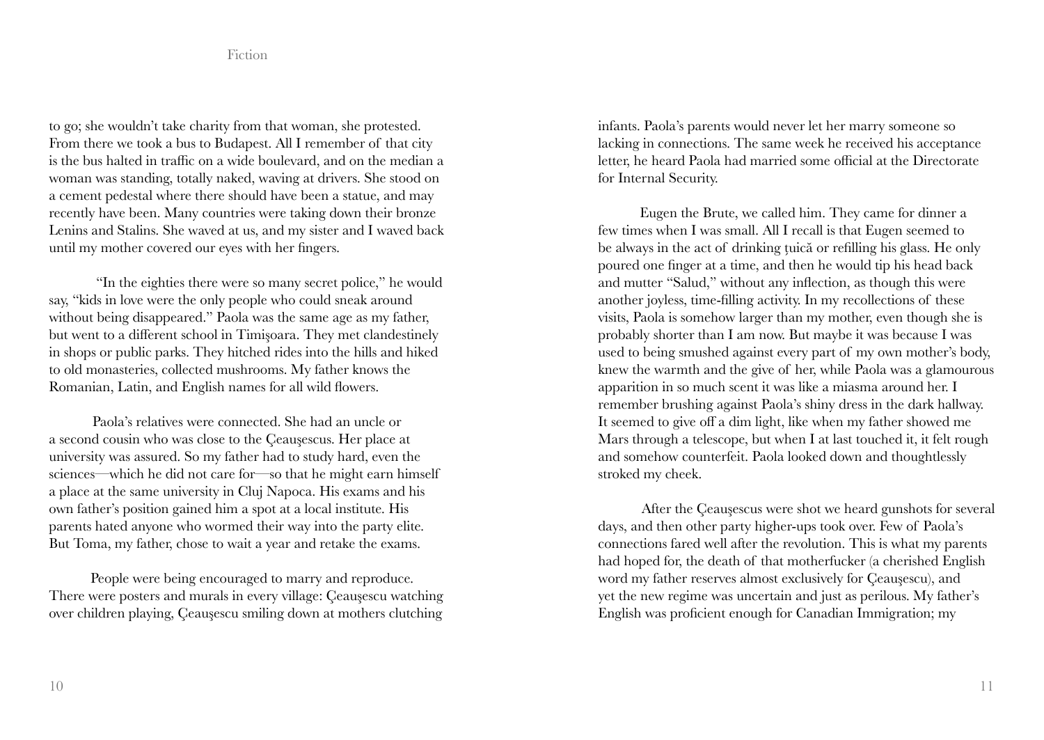to go; she wouldn't take charity from that woman, she protested. From there we took a bus to Budapest. All I remember of that city is the bus halted in traffic on a wide boulevard, and on the median a woman was standing, totally naked, waving at drivers. She stood on a cement pedestal where there should have been a statue, and may recently have been. Many countries were taking down their bronze Lenins and Stalins. She waved at us, and my sister and I waved back until my mother covered our eyes with her fingers.

"In the eighties there were so many secret police," he would say, "kids in love were the only people who could sneak around without being disappeared." Paola was the same age as my father, but went to a different school in Timişoara. They met clandestinely in shops or public parks. They hitched rides into the hills and hiked to old monasteries, collected mushrooms. My father knows the Romanian, Latin, and English names for all wild flowers.

Paola's relatives were connected. She had an uncle or a second cousin who was close to the Ceauşescus. Her place at university was assured. So my father had to study hard, even the sciences—which he did not care for—so that he might earn himself a place at the same university in Cluj Napoca. His exams and his own father's position gained him a spot at a local institute. His parents hated anyone who wormed their way into the party elite. But Toma, my father, chose to wait a year and retake the exams.

People were being encouraged to marry and reproduce. There were posters and murals in every village: Ceauşescu watching over children playing, Ceauşescu smiling down at mothers clutching infants. Paola's parents would never let her marry someone so lacking in connections. The same week he received his acceptance letter, he heard Paola had married some official at the Directorate for Internal Security.

Eugen the Brute, we called him. They came for dinner a few times when I was small. All I recall is that Eugen seemed to be always in the act of drinking ţuică or refilling his glass. He only poured one finger at a time, and then he would tip his head back and mutter "Salud," without any inflection, as though this were another joyless, time-filling activity. In my recollections of these visits, Paola is somehow larger than my mother, even though she is probably shorter than I am now. But maybe it was because I was used to being smushed against every part of my own mother's body, knew the warmth and the give of her, while Paola was a glamourous apparition in so much scent it was like a miasma around her. I remember brushing against Paola's shiny dress in the dark hallway. It seemed to give off a dim light, like when my father showed me Mars through a telescope, but when I at last touched it, it felt rough and somehow counterfeit. Paola looked down and thoughtlessly stroked my cheek.

After the Ceauşescus were shot we heard gunshots for several days, and then other party higher-ups took over. Few of Paola's connections fared well after the revolution. This is what my parents had hoped for, the death of that motherfucker (a cherished English word my father reserves almost exclusively for Ceauşescu), and yet the new regime was uncertain and just as perilous. My father's English was proficient enough for Canadian Immigration; my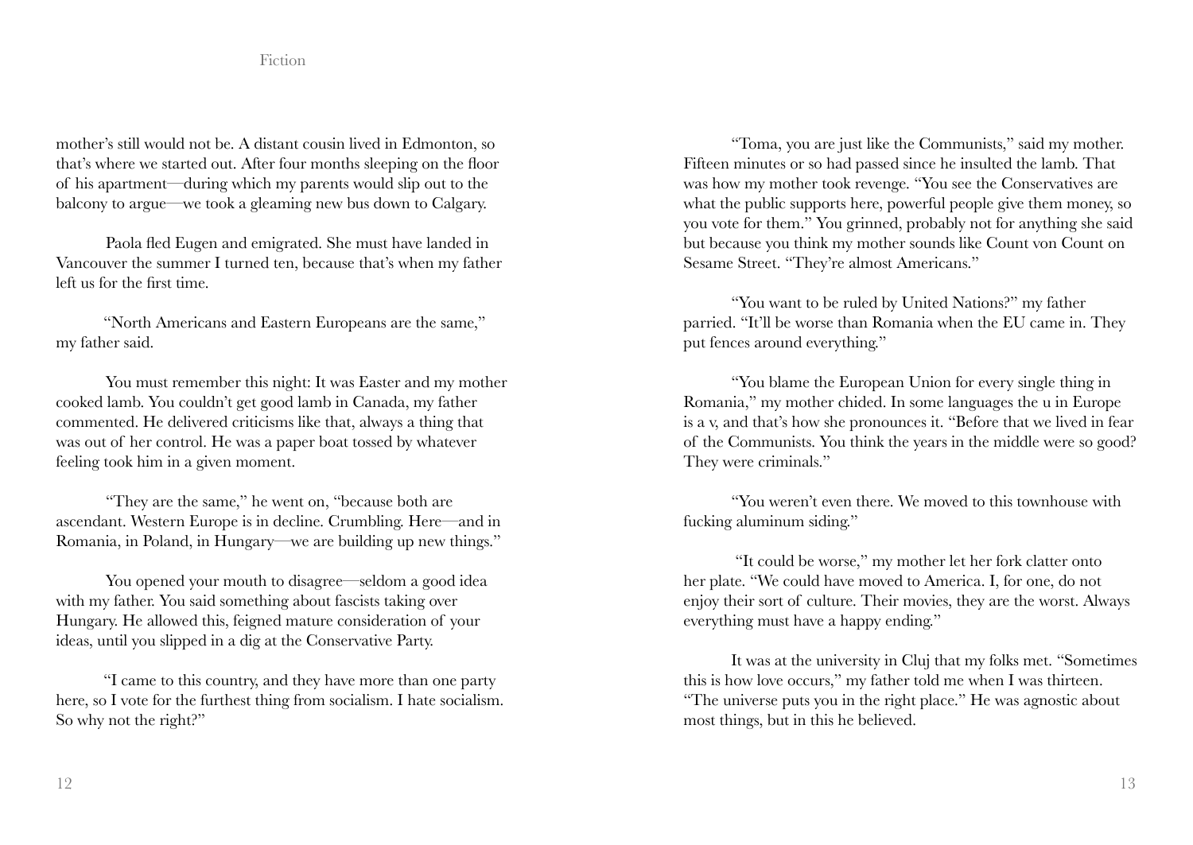mother's still would not be. A distant cousin lived in Edmonton, so that's where we started out. After four months sleeping on the floor of his apartment—during which my parents would slip out to the balcony to argue—we took a gleaming new bus down to Calgary.

Paola fled Eugen and emigrated. She must have landed in Vancouver the summer I turned ten, because that's when my father left us for the first time.

"North Americans and Eastern Europeans are the same," my father said.

You must remember this night: It was Easter and my mother cooked lamb. You couldn't get good lamb in Canada, my father commented. He delivered criticisms like that, always a thing that was out of her control. He was a paper boat tossed by whatever feeling took him in a given moment.

"They are the same," he went on, "because both are ascendant. Western Europe is in decline. Crumbling. Here—and in Romania, in Poland, in Hungary—we are building up new things."

You opened your mouth to disagree—seldom a good idea with my father. You said something about fascists taking over Hungary. He allowed this, feigned mature consideration of your ideas, until you slipped in a dig at the Conservative Party.

"I came to this country, and they have more than one party here, so I vote for the furthest thing from socialism. I hate socialism. So why not the right?"

"Toma, you are just like the Communists," said my mother. Fifteen minutes or so had passed since he insulted the lamb. That was how my mother took revenge. "You see the Conservatives are what the public supports here, powerful people give them money, so you vote for them." You grinned, probably not for anything she said but because you think my mother sounds like Count von Count on Sesame Street. "They're almost Americans."

"You want to be ruled by United Nations?" my father parried. "It'll be worse than Romania when the EU came in. They put fences around everything."

"You blame the European Union for every single thing in Romania," my mother chided. In some languages the u in Europe is a v, and that's how she pronounces it. "Before that we lived in fear of the Communists. You think the years in the middle were so good? They were criminals."

"You weren't even there. We moved to this townhouse with fucking aluminum siding."

"It could be worse," my mother let her fork clatter onto her plate. "We could have moved to America. I, for one, do not enjoy their sort of culture. Their movies, they are the worst. Always everything must have a happy ending."

It was at the university in Cluj that my folks met. "Sometimes this is how love occurs," my father told me when I was thirteen. "The universe puts you in the right place." He was agnostic about most things, but in this he believed.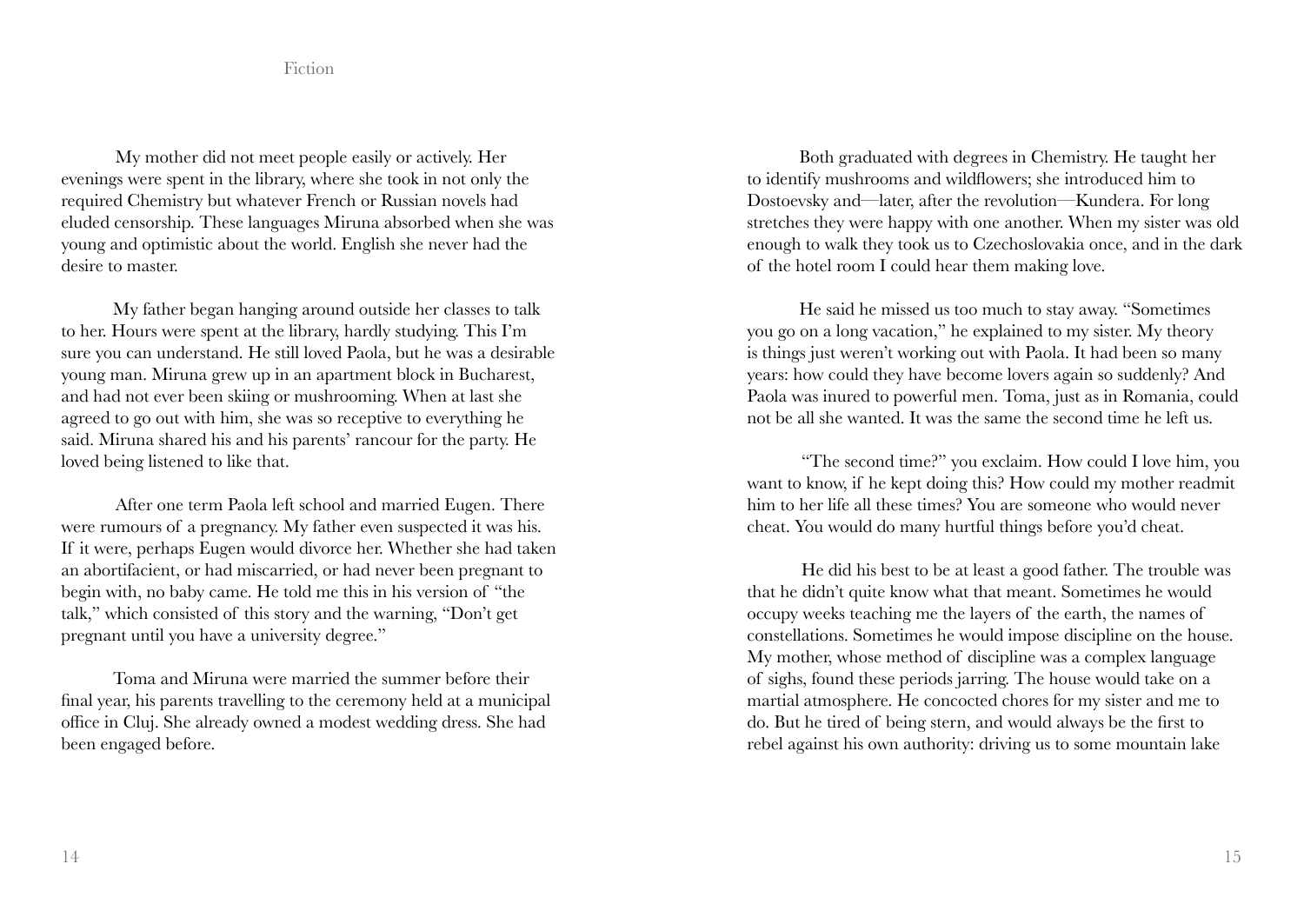My mother did not meet people easily or actively. Her evenings were spent in the library, where she took in not only the required Chemistry but whatever French or Russian novels had eluded censorship. These languages Miruna absorbed when she was young and optimistic about the world. English she never had the desire to master.

My father began hanging around outside her classes to talk to her. Hours were spent at the library, hardly studying. This I'm sure you can understand. He still loved Paola, but he was a desirable young man. Miruna grew up in an apartment block in Bucharest, and had not ever been skiing or mushrooming. When at last she agreed to go out with him, she was so receptive to everything he said. Miruna shared his and his parents' rancour for the party. He loved being listened to like that.

After one term Paola left school and married Eugen. There were rumours of a pregnancy. My father even suspected it was his. If it were, perhaps Eugen would divorce her. Whether she had taken an abortifacient, or had miscarried, or had never been pregnant to begin with, no baby came. He told me this in his version of "the talk," which consisted of this story and the warning, "Don't get pregnant until you have a university degree."

Toma and Miruna were married the summer before their final year, his parents travelling to the ceremony held at a municipal office in Cluj. She already owned a modest wedding dress. She had been engaged before.

Both graduated with degrees in Chemistry. He taught her to identify mushrooms and wildflowers; she introduced him to Dostoevsky and—later, after the revolution—Kundera. For long stretches they were happy with one another. When my sister was old enough to walk they took us to Czechoslovakia once, and in the dark of the hotel room I could hear them making love.

He said he missed us too much to stay away. "Sometimes you go on a long vacation," he explained to my sister. My theory is things just weren't working out with Paola. It had been so many years: how could they have become lovers again so suddenly? And Paola was inured to powerful men. Toma, just as in Romania, could not be all she wanted. It was the same the second time he left us.

"The second time?" you exclaim. How could I love him, you want to know, if he kept doing this? How could my mother readmit him to her life all these times? You are someone who would never cheat. You would do many hurtful things before you'd cheat.

He did his best to be at least a good father. The trouble was that he didn't quite know what that meant. Sometimes he would occupy weeks teaching me the layers of the earth, the names of constellations. Sometimes he would impose discipline on the house. My mother, whose method of discipline was a complex language of sighs, found these periods jarring. The house would take on a martial atmosphere. He concocted chores for my sister and me to do. But he tired of being stern, and would always be the first to rebel against his own authority: driving us to some mountain lake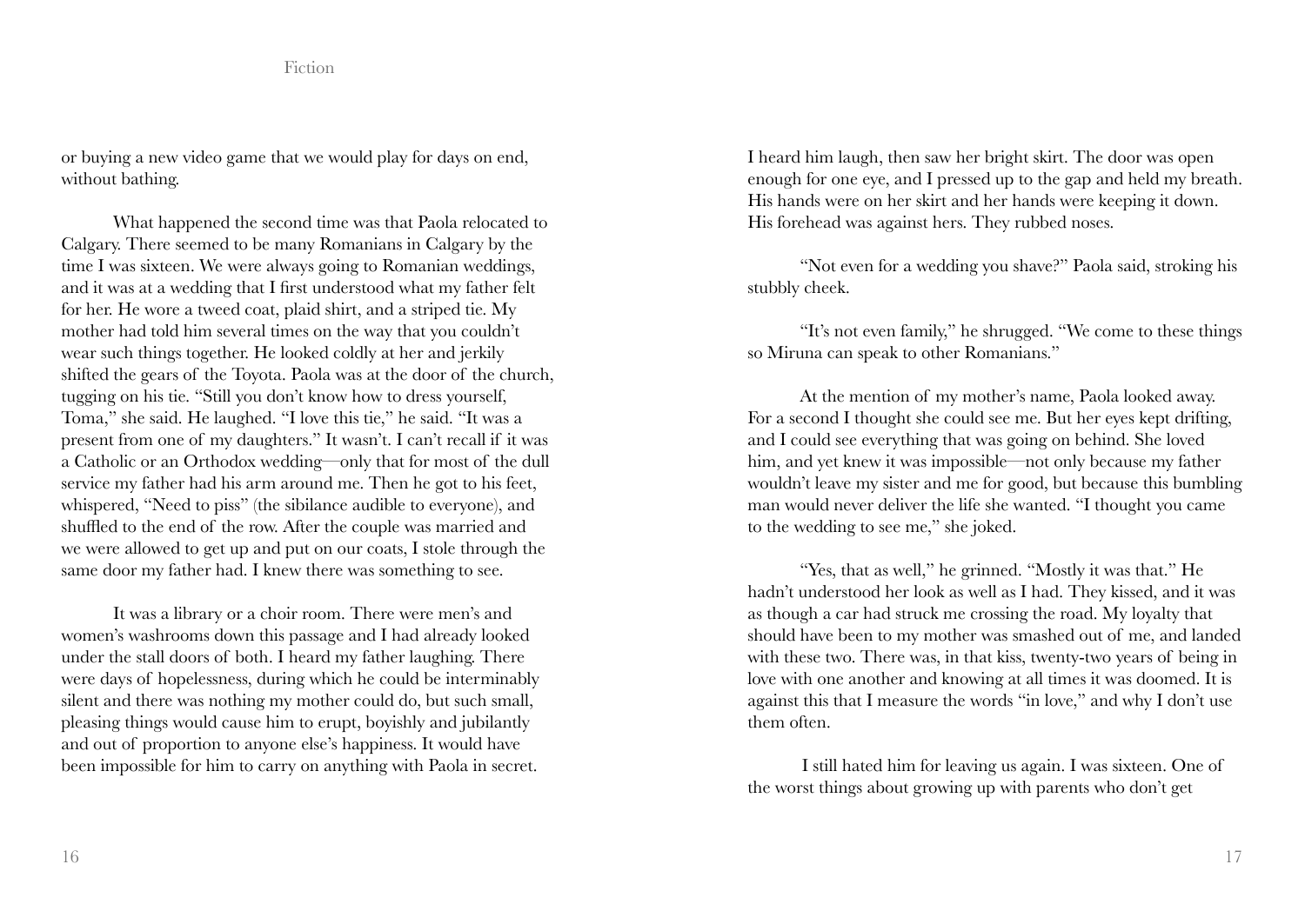or buying a new video game that we would play for days on end, without bathing.

What happened the second time was that Paola relocated to Calgary. There seemed to be many Romanians in Calgary by the time I was sixteen. We were always going to Romanian weddings, and it was at a wedding that I first understood what my father felt for her. He wore a tweed coat, plaid shirt, and a striped tie. My mother had told him several times on the way that you couldn't wear such things together. He looked coldly at her and jerkily shifted the gears of the Toyota. Paola was at the door of the church, tugging on his tie. "Still you don't know how to dress yourself, Toma," she said. He laughed. "I love this tie," he said. "It was a present from one of my daughters." It wasn't. I can't recall if it was a Catholic or an Orthodox wedding—only that for most of the dull service my father had his arm around me. Then he got to his feet, whispered, "Need to piss" (the sibilance audible to everyone), and shuffled to the end of the row. After the couple was married and we were allowed to get up and put on our coats, I stole through the same door my father had. I knew there was something to see.

It was a library or a choir room. There were men's and women's washrooms down this passage and I had already looked under the stall doors of both. I heard my father laughing. There were days of hopelessness, during which he could be interminably silent and there was nothing my mother could do, but such small, pleasing things would cause him to erupt, boyishly and jubilantly and out of proportion to anyone else's happiness. It would have been impossible for him to carry on anything with Paola in secret.

I heard him laugh, then saw her bright skirt. The door was open enough for one eye, and I pressed up to the gap and held my breath. His hands were on her skirt and her hands were keeping it down. His forehead was against hers. They rubbed noses.

"Not even for a wedding you shave?" Paola said, stroking his stubbly cheek.

"It's not even family," he shrugged. "We come to these things so Miruna can speak to other Romanians."

At the mention of my mother's name, Paola looked away. For a second I thought she could see me. But her eyes kept drifting, and I could see everything that was going on behind. She loved him, and yet knew it was impossible—not only because my father wouldn't leave my sister and me for good, but because this bumbling man would never deliver the life she wanted. "I thought you came to the wedding to see me," she joked.

"Yes, that as well," he grinned. "Mostly it was that." He hadn't understood her look as well as I had. They kissed, and it was as though a car had struck me crossing the road. My loyalty that should have been to my mother was smashed out of me, and landed with these two. There was, in that kiss, twenty-two years of being in love with one another and knowing at all times it was doomed. It is against this that I measure the words "in love," and why I don't use them often.

I still hated him for leaving us again. I was sixteen. One of the worst things about growing up with parents who don't get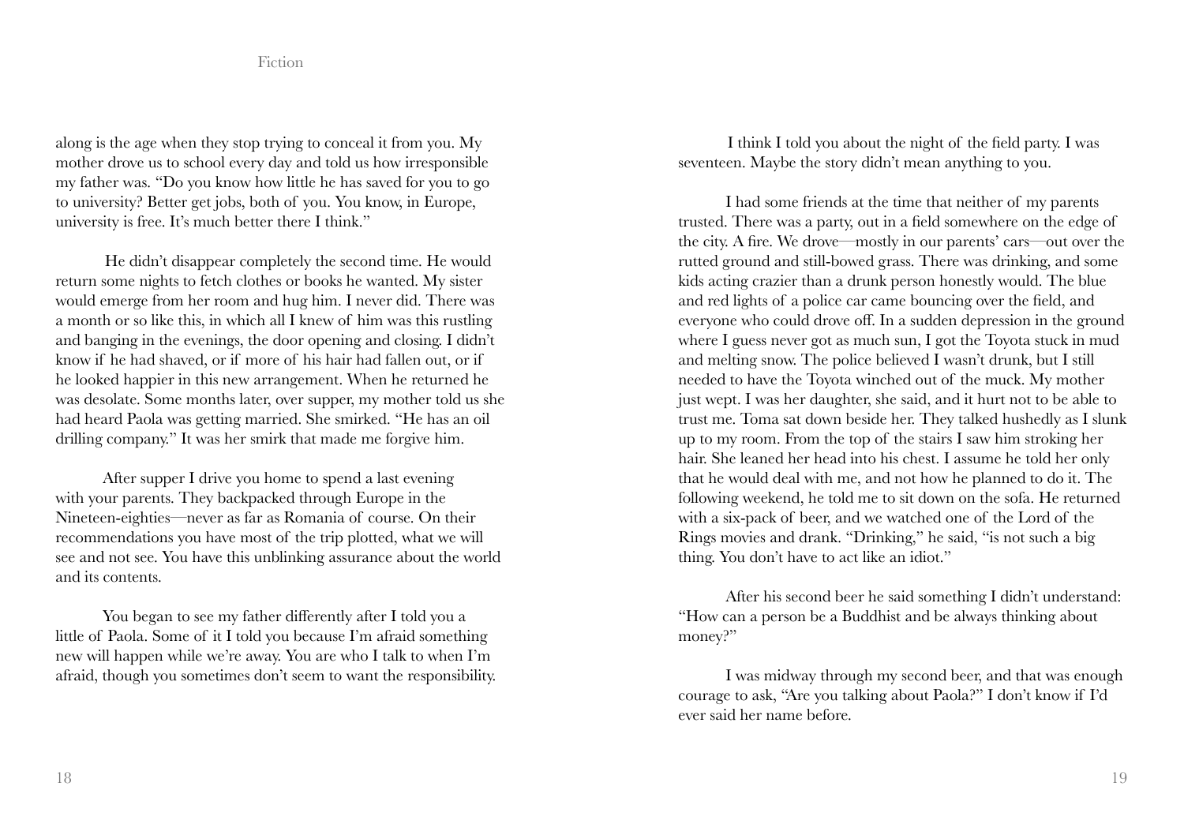along is the age when they stop trying to conceal it from you. My mother drove us to school every day and told us how irresponsible my father was. "Do you know how little he has saved for you to go to university? Better get jobs, both of you. You know, in Europe, university is free. It's much better there I think."

He didn't disappear completely the second time. He would return some nights to fetch clothes or books he wanted. My sister would emerge from her room and hug him. I never did. There was a month or so like this, in which all I knew of him was this rustling and banging in the evenings, the door opening and closing. I didn't know if he had shaved, or if more of his hair had fallen out, or if he looked happier in this new arrangement. When he returned he was desolate. Some months later, over supper, my mother told us she had heard Paola was getting married. She smirked. "He has an oil drilling company." It was her smirk that made me forgive him.

After supper I drive you home to spend a last evening with your parents. They backpacked through Europe in the Nineteen-eighties—never as far as Romania of course. On their recommendations you have most of the trip plotted, what we will see and not see. You have this unblinking assurance about the world and its contents.

You began to see my father differently after I told you a little of Paola. Some of it I told you because I'm afraid something new will happen while we're away. You are who I talk to when I'm afraid, though you sometimes don't seem to want the responsibility.

I think I told you about the night of the field party. I was seventeen. Maybe the story didn't mean anything to you.

I had some friends at the time that neither of my parents trusted. There was a party, out in a field somewhere on the edge of the city. A fire. We drove—mostly in our parents' cars—out over the rutted ground and still-bowed grass. There was drinking, and some kids acting crazier than a drunk person honestly would. The blue and red lights of a police car came bouncing over the field, and everyone who could drove off. In a sudden depression in the ground where I guess never got as much sun, I got the Toyota stuck in mud and melting snow. The police believed I wasn't drunk, but I still needed to have the Toyota winched out of the muck. My mother just wept. I was her daughter, she said, and it hurt not to be able to trust me. Toma sat down beside her. They talked hushedly as I slunk up to my room. From the top of the stairs I saw him stroking her hair. She leaned her head into his chest. I assume he told her only that he would deal with me, and not how he planned to do it. The following weekend, he told me to sit down on the sofa. He returned with a six-pack of beer, and we watched one of the Lord of the Rings movies and drank. "Drinking," he said, "is not such a big thing. You don't have to act like an idiot."

After his second beer he said something I didn't understand: "How can a person be a Buddhist and be always thinking about money?"

I was midway through my second beer, and that was enough courage to ask, "Are you talking about Paola?" I don't know if I'd ever said her name before.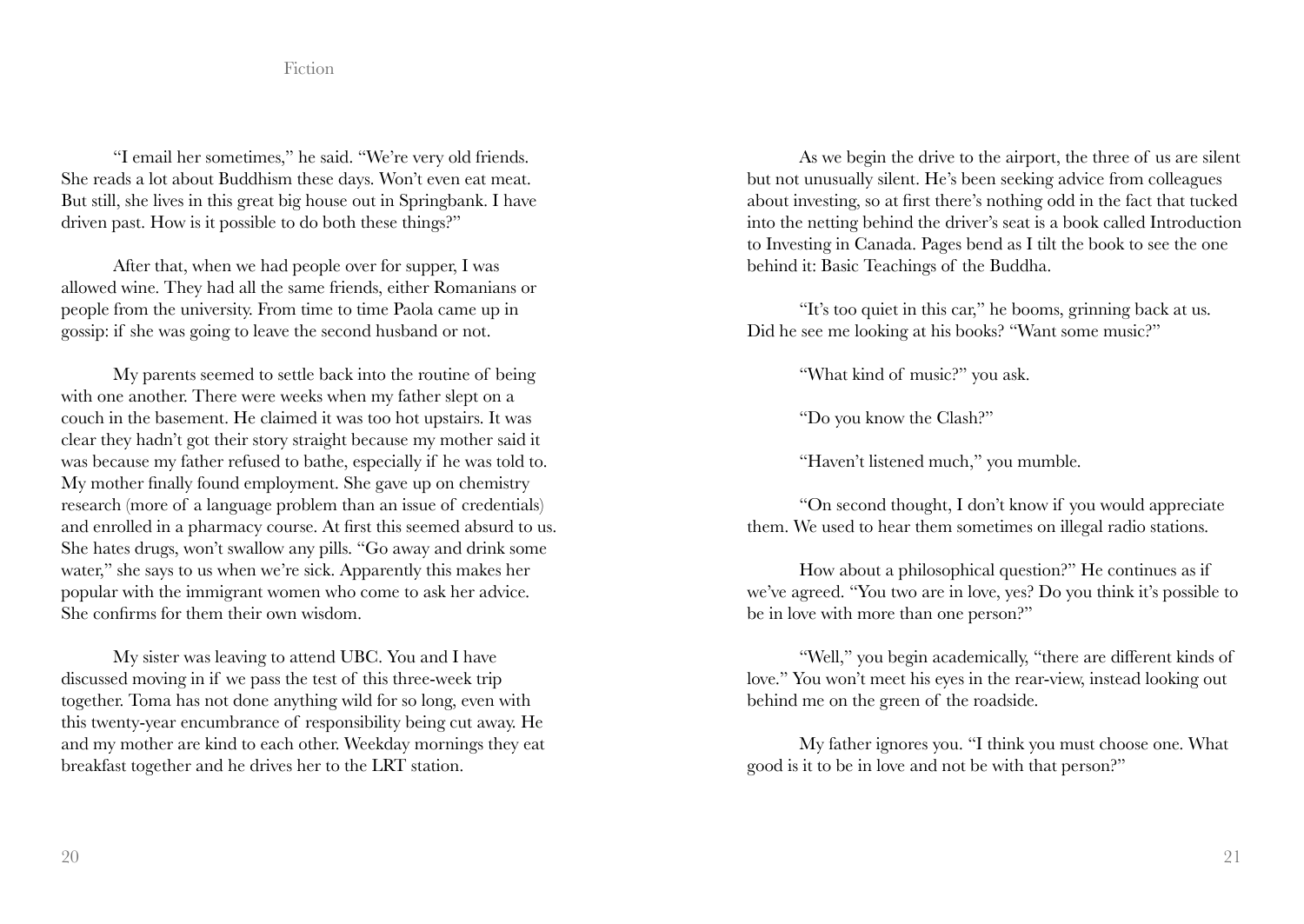"I email her sometimes," he said. "We're very old friends. She reads a lot about Buddhism these days. Won't even eat meat. But still, she lives in this great big house out in Springbank. I have driven past. How is it possible to do both these things?"

After that, when we had people over for supper, I was allowed wine. They had all the same friends, either Romanians or people from the university. From time to time Paola came up in gossip: if she was going to leave the second husband or not.

My parents seemed to settle back into the routine of being with one another. There were weeks when my father slept on a couch in the basement. He claimed it was too hot upstairs. It was clear they hadn't got their story straight because my mother said it was because my father refused to bathe, especially if he was told to. My mother finally found employment. She gave up on chemistry research (more of a language problem than an issue of credentials) and enrolled in a pharmacy course. At first this seemed absurd to us. She hates drugs, won't swallow any pills. "Go away and drink some water," she says to us when we're sick. Apparently this makes her popular with the immigrant women who come to ask her advice. She confirms for them their own wisdom.

My sister was leaving to attend UBC. You and I have discussed moving in if we pass the test of this three-week trip together. Toma has not done anything wild for so long, even with this twenty-year encumbrance of responsibility being cut away. He and my mother are kind to each other. Weekday mornings they eat breakfast together and he drives her to the LRT station.

As we begin the drive to the airport, the three of us are silent but not unusually silent. He's been seeking advice from colleagues about investing, so at first there's nothing odd in the fact that tucked into the netting behind the driver's seat is a book called Introduction to Investing in Canada. Pages bend as I tilt the book to see the one behind it: Basic Teachings of the Buddha.

"It's too quiet in this car," he booms, grinning back at us. Did he see me looking at his books? "Want some music?"

"What kind of music?" you ask.

"Do you know the Clash?"

"Haven't listened much," you mumble.

"On second thought, I don't know if you would appreciate them. We used to hear them sometimes on illegal radio stations.

How about a philosophical question?" He continues as if we've agreed. "You two are in love, yes? Do you think it's possible to be in love with more than one person?"

"Well," you begin academically, "there are different kinds of love." You won't meet his eyes in the rear-view, instead looking out behind me on the green of the roadside.

My father ignores you. "I think you must choose one. What good is it to be in love and not be with that person?"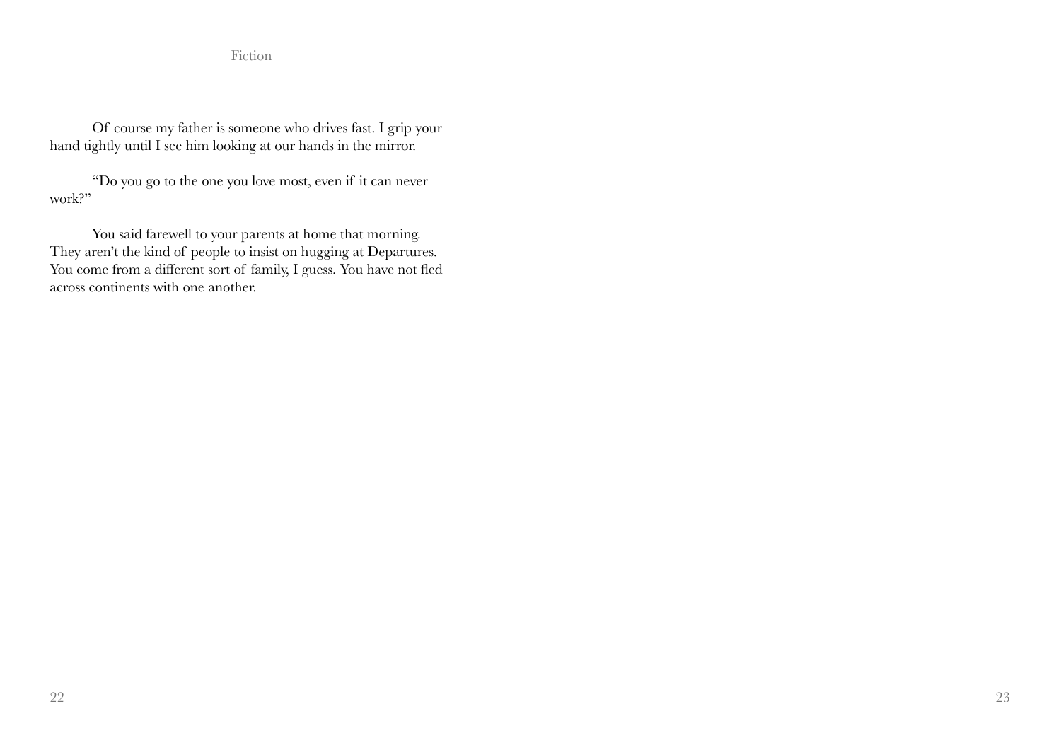Of course my father is someone who drives fast. I grip your hand tightly until I see him looking at our hands in the mirror.

"Do you go to the one you love most, even if it can never work?"

You said farewell to your parents at home that morning. They aren't the kind of people to insist on hugging at Departures. You come from a different sort of family, I guess. You have not fled across continents with one another.